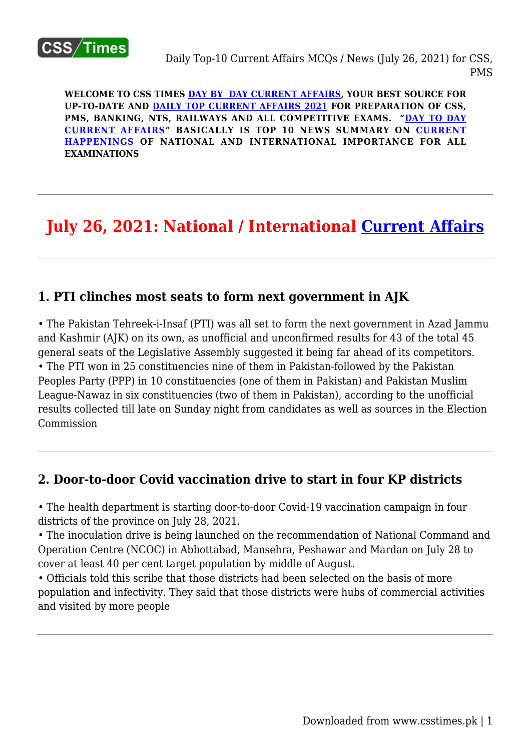**WELCOME TO CSS TIMES DAY BY DAY CURRENT AFFAIRS, YOUR BEST SOURCE FOR UP-TO-DATE AND DAILY TOP CURRENT AFFAIRS 2021 FOR PREPARATION OF CSS, PMS, BANKING, NTS, RAILWAYS AND ALL COMPETITIVE EXAMS. "DAY TO DAY CURRENT AFFAIRS" BASICALLY IS TOP 10 NEWS SUMMARY ON CURRENT HAPPENINGS OF NATIONAL AND INTERNATIONAL IMPORTANCE FOR ALL EXAMINATIONS**

---

# July 26, 2021: National / International Current Affairs

---

## 1. PTI clinches most seats to form next government in AJK

• The Pakistan Tehreek-i-Insaf (PTI) was all set to form the next government in Azad Jammu and Kashmir (AJK) on its own, as unofficial and unconfirmed results for 43 of the total 45 general seats of the Legislative Assembly suggested it being far ahead of its competitors.
• The PTI won in 25 constituencies nine of them in Pakistan-followed by the Pakistan Peoples Party (PPP) in 10 constituencies (one of them in Pakistan) and Pakistan Muslim League-Nawaz in six constituencies (two of them in Pakistan), according to the unofficial results collected till late on Sunday night from candidates as well as sources in the Election Commission

---

## 2. Door-to-door Covid vaccination drive to start in four KP districts

• The health department is starting door-to-door Covid-19 vaccination campaign in four districts of the province on July 28, 2021.
• The inoculation drive is being launched on the recommendation of National Command and Operation Centre (NCOC) in Abbottabad, Mansehra, Peshawar and Mardan on July 28 to cover at least 40 per cent target population by middle of August.
• Officials told this scribe that those districts had been selected on the basis of more population and infectivity. They said that those districts were hubs of commercial activities and visited by more people

---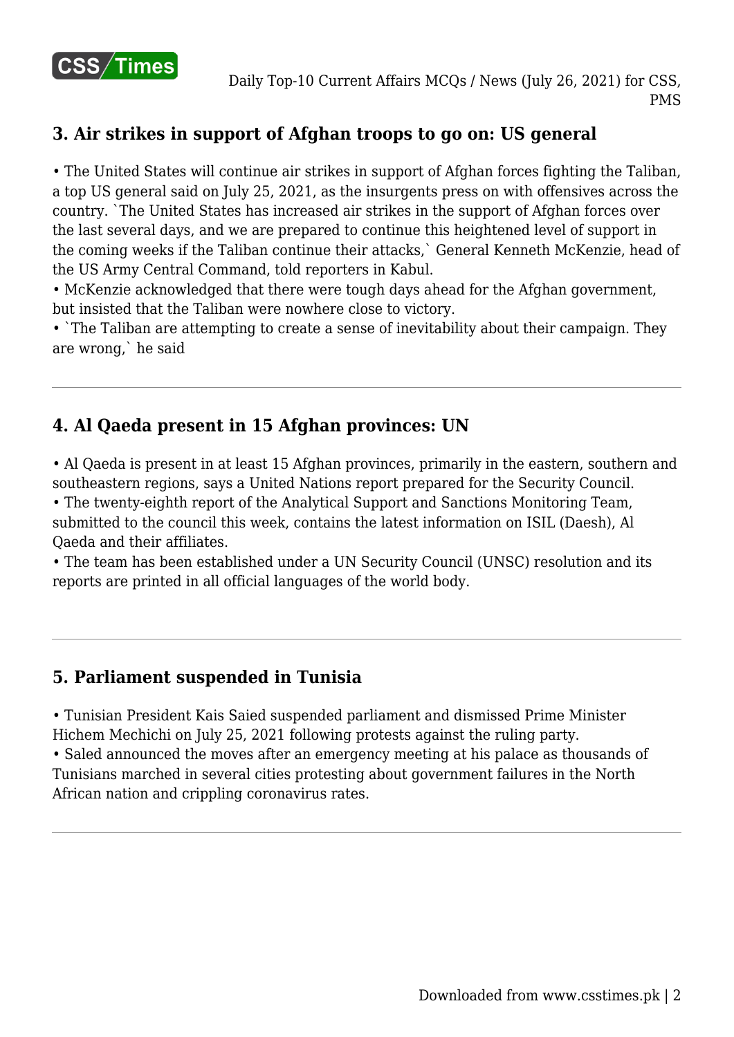### 3. Air strikes in support of Afghan troops to go on: US general

- The United States will continue air strikes in support of Afghan forces fighting the Taliban, a top US general said on July 25, 2021, as the insurgents press on with offensives across the country. `The United States has increased air strikes in the support of Afghan forces over the last several days, and we are prepared to continue this heightened level of support in the coming weeks if the Taliban continue their attacks,` General Kenneth McKenzie, head of the US Army Central Command, told reporters in Kabul.
- McKenzie acknowledged that there were tough days ahead for the Afghan government, but insisted that the Taliban were nowhere close to victory.
- `The Taliban are attempting to create a sense of inevitability about their campaign. They are wrong,` he said

---

### 4. Al Qaeda present in 15 Afghan provinces: UN

- Al Qaeda is present in at least 15 Afghan provinces, primarily in the eastern, southern and southeastern regions, says a United Nations report prepared for the Security Council.
- The twenty-eighth report of the Analytical Support and Sanctions Monitoring Team, submitted to the council this week, contains the latest information on ISIL (Daesh), Al Qaeda and their affiliates.
- The team has been established under a UN Security Council (UNSC) resolution and its reports are printed in all official languages of the world body.

---

### 5. Parliament suspended in Tunisia

- Tunisian President Kais Saied suspended parliament and dismissed Prime Minister Hichem Mechichi on July 25, 2021 following protests against the ruling party.
- Saled announced the moves after an emergency meeting at his palace as thousands of Tunisians marched in several cities protesting about government failures in the North African nation and crippling coronavirus rates.

---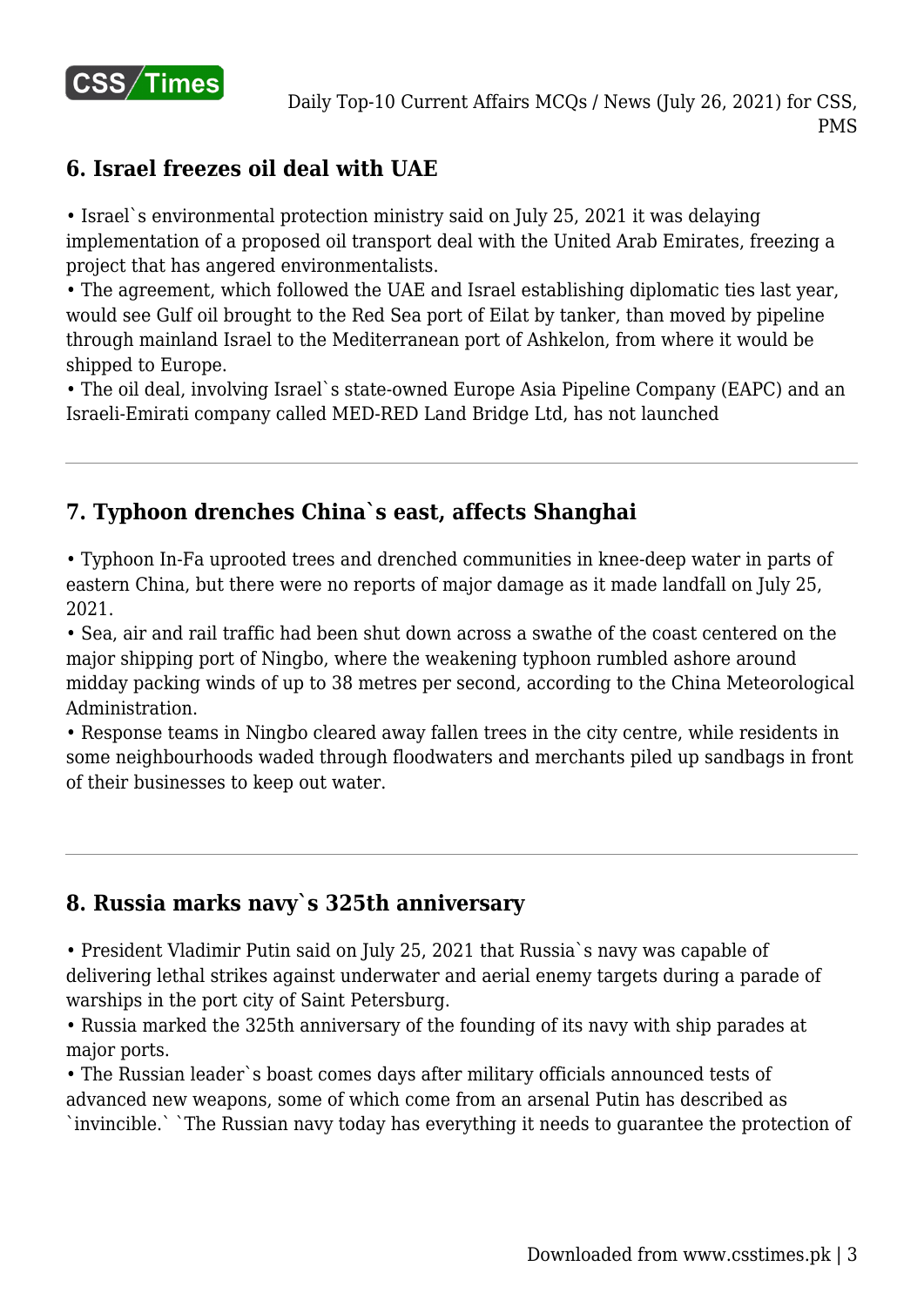## 6. Israel freezes oil deal with UAE

- Israel`s environmental protection ministry said on July 25, 2021 it was delaying implementation of a proposed oil transport deal with the United Arab Emirates, freezing a project that has angered environmentalists.
- The agreement, which followed the UAE and Israel establishing diplomatic ties last year, would see Gulf oil brought to the Red Sea port of Eilat by tanker, than moved by pipeline through mainland Israel to the Mediterranean port of Ashkelon, from where it would be shipped to Europe.
- The oil deal, involving Israel`s state-owned Europe Asia Pipeline Company (EAPC) and an Israeli-Emirati company called MED-RED Land Bridge Ltd, has not launched

---

## 7. Typhoon drenches China`s east, affects Shanghai

- Typhoon In-Fa uprooted trees and drenched communities in knee-deep water in parts of eastern China, but there were no reports of major damage as it made landfall on July 25, 2021.
- Sea, air and rail traffic had been shut down across a swathe of the coast centered on the major shipping port of Ningbo, where the weakening typhoon rumbled ashore around midday packing winds of up to 38 metres per second, according to the China Meteorological Administration.
- Response teams in Ningbo cleared away fallen trees in the city centre, while residents in some neighbourhoods waded through floodwaters and merchants piled up sandbags in front of their businesses to keep out water.

---

## 8. Russia marks navy`s 325th anniversary

- President Vladimir Putin said on July 25, 2021 that Russia`s navy was capable of delivering lethal strikes against underwater and aerial enemy targets during a parade of warships in the port city of Saint Petersburg.
- Russia marked the 325th anniversary of the founding of its navy with ship parades at major ports.
- The Russian leader`s boast comes days after military officials announced tests of advanced new weapons, some of which come from an arsenal Putin has described as `invincible.` `The Russian navy today has everything it needs to guarantee the protection of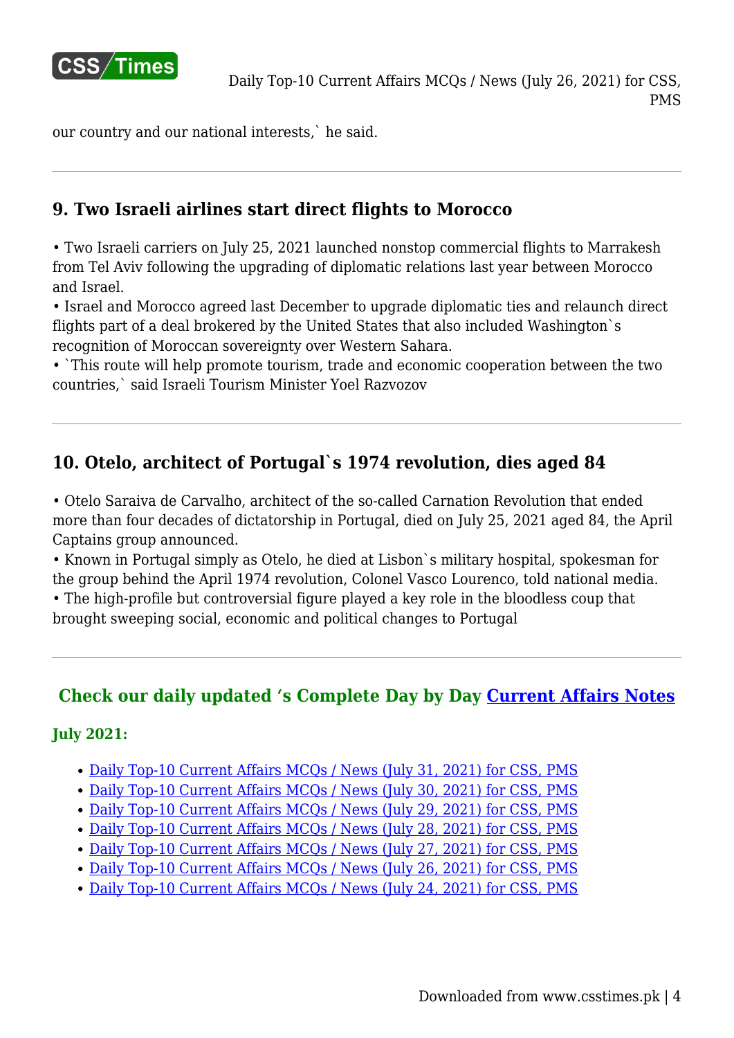our country and our national interests,` he said.

---

## 9. Two Israeli airlines start direct flights to Morocco

• Two Israeli carriers on July 25, 2021 launched nonstop commercial flights to Marrakesh from Tel Aviv following the upgrading of diplomatic relations last year between Morocco and Israel.
• Israel and Morocco agreed last December to upgrade diplomatic ties and relaunch direct flights part of a deal brokered by the United States that also included Washington`s recognition of Moroccan sovereignty over Western Sahara.
• `This route will help promote tourism, trade and economic cooperation between the two countries,` said Israeli Tourism Minister Yoel Razvozov

---

## 10. Otelo, architect of Portugal`s 1974 revolution, dies aged 84

• Otelo Saraiva de Carvalho, architect of the so-called Carnation Revolution that ended more than four decades of dictatorship in Portugal, died on July 25, 2021 aged 84, the April Captains group announced.
• Known in Portugal simply as Otelo, he died at Lisbon`s military hospital, spokesman for the group behind the April 1974 revolution, Colonel Vasco Lourenco, told national media.
• The high-profile but controversial figure played a key role in the bloodless coup that brought sweeping social, economic and political changes to Portugal

---

## Check our daily updated ‘s Complete Day by Day Current Affairs Notes

**July 2021:**

- Daily Top-10 Current Affairs MCQs / News (July 31, 2021) for CSS, PMS
- Daily Top-10 Current Affairs MCQs / News (July 30, 2021) for CSS, PMS
- Daily Top-10 Current Affairs MCQs / News (July 29, 2021) for CSS, PMS
- Daily Top-10 Current Affairs MCQs / News (July 28, 2021) for CSS, PMS
- Daily Top-10 Current Affairs MCQs / News (July 27, 2021) for CSS, PMS
- Daily Top-10 Current Affairs MCQs / News (July 26, 2021) for CSS, PMS
- Daily Top-10 Current Affairs MCQs / News (July 24, 2021) for CSS, PMS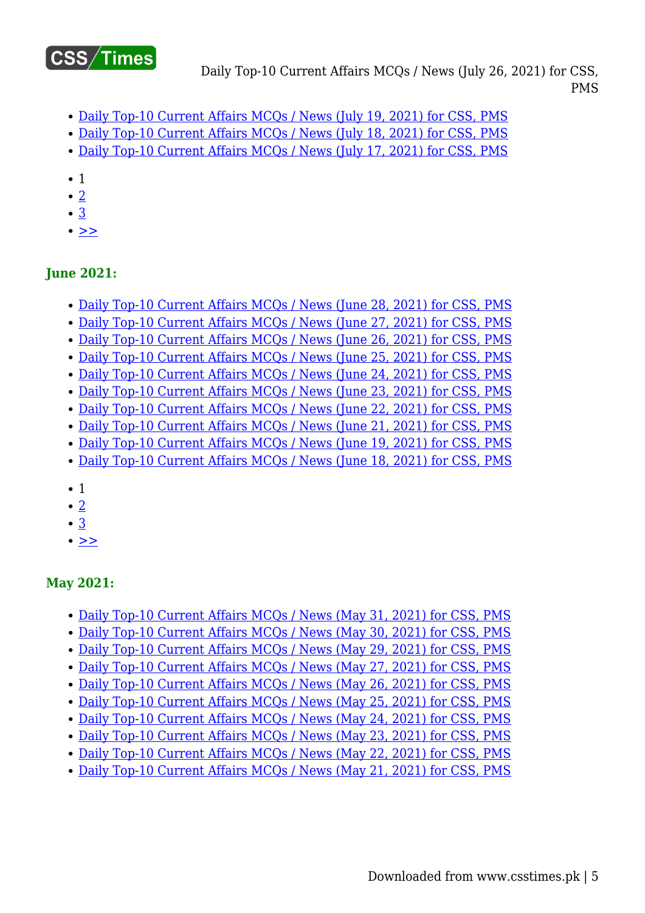- Daily Top-10 Current Affairs MCQs / News (July 19, 2021) for CSS, PMS
- Daily Top-10 Current Affairs MCQs / News (July 18, 2021) for CSS, PMS
- Daily Top-10 Current Affairs MCQs / News (July 17, 2021) for CSS, PMS

- 1
- 2
- 3
- >>

### June 2021:

- Daily Top-10 Current Affairs MCQs / News (June 28, 2021) for CSS, PMS
- Daily Top-10 Current Affairs MCQs / News (June 27, 2021) for CSS, PMS
- Daily Top-10 Current Affairs MCQs / News (June 26, 2021) for CSS, PMS
- Daily Top-10 Current Affairs MCQs / News (June 25, 2021) for CSS, PMS
- Daily Top-10 Current Affairs MCQs / News (June 24, 2021) for CSS, PMS
- Daily Top-10 Current Affairs MCQs / News (June 23, 2021) for CSS, PMS
- Daily Top-10 Current Affairs MCQs / News (June 22, 2021) for CSS, PMS
- Daily Top-10 Current Affairs MCQs / News (June 21, 2021) for CSS, PMS
- Daily Top-10 Current Affairs MCQs / News (June 19, 2021) for CSS, PMS
- Daily Top-10 Current Affairs MCQs / News (June 18, 2021) for CSS, PMS

- 1
- 2
- 3
- >>

### May 2021:

- Daily Top-10 Current Affairs MCQs / News (May 31, 2021) for CSS, PMS
- Daily Top-10 Current Affairs MCQs / News (May 30, 2021) for CSS, PMS
- Daily Top-10 Current Affairs MCQs / News (May 29, 2021) for CSS, PMS
- Daily Top-10 Current Affairs MCQs / News (May 27, 2021) for CSS, PMS
- Daily Top-10 Current Affairs MCQs / News (May 26, 2021) for CSS, PMS
- Daily Top-10 Current Affairs MCQs / News (May 25, 2021) for CSS, PMS
- Daily Top-10 Current Affairs MCQs / News (May 24, 2021) for CSS, PMS
- Daily Top-10 Current Affairs MCQs / News (May 23, 2021) for CSS, PMS
- Daily Top-10 Current Affairs MCQs / News (May 22, 2021) for CSS, PMS
- Daily Top-10 Current Affairs MCQs / News (May 21, 2021) for CSS, PMS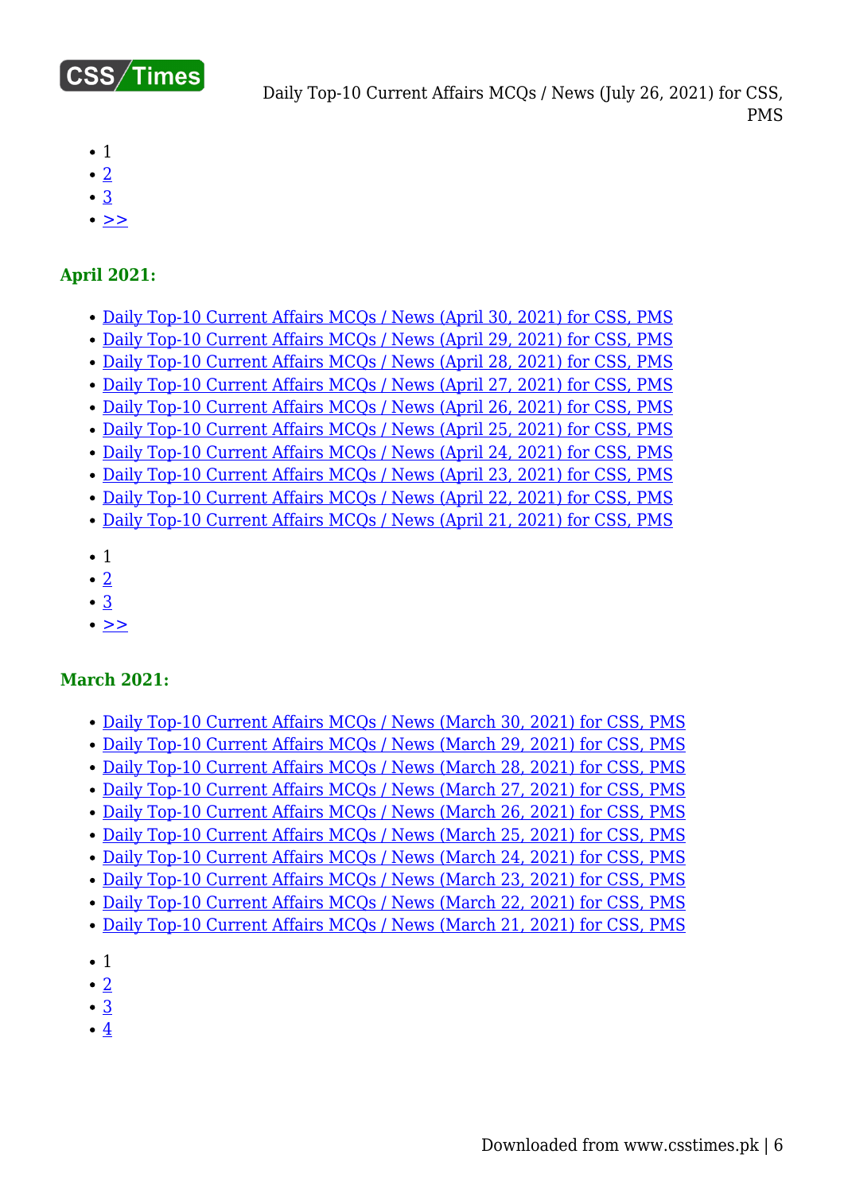- 1
- 2
- 3
- >>

### April 2021:

- Daily Top-10 Current Affairs MCQs / News (April 30, 2021) for CSS, PMS
- Daily Top-10 Current Affairs MCQs / News (April 29, 2021) for CSS, PMS
- Daily Top-10 Current Affairs MCQs / News (April 28, 2021) for CSS, PMS
- Daily Top-10 Current Affairs MCQs / News (April 27, 2021) for CSS, PMS
- Daily Top-10 Current Affairs MCQs / News (April 26, 2021) for CSS, PMS
- Daily Top-10 Current Affairs MCQs / News (April 25, 2021) for CSS, PMS
- Daily Top-10 Current Affairs MCQs / News (April 24, 2021) for CSS, PMS
- Daily Top-10 Current Affairs MCQs / News (April 23, 2021) for CSS, PMS
- Daily Top-10 Current Affairs MCQs / News (April 22, 2021) for CSS, PMS
- Daily Top-10 Current Affairs MCQs / News (April 21, 2021) for CSS, PMS

- 1
- 2
- 3
- >>

### March 2021:

- Daily Top-10 Current Affairs MCQs / News (March 30, 2021) for CSS, PMS
- Daily Top-10 Current Affairs MCQs / News (March 29, 2021) for CSS, PMS
- Daily Top-10 Current Affairs MCQs / News (March 28, 2021) for CSS, PMS
- Daily Top-10 Current Affairs MCQs / News (March 27, 2021) for CSS, PMS
- Daily Top-10 Current Affairs MCQs / News (March 26, 2021) for CSS, PMS
- Daily Top-10 Current Affairs MCQs / News (March 25, 2021) for CSS, PMS
- Daily Top-10 Current Affairs MCQs / News (March 24, 2021) for CSS, PMS
- Daily Top-10 Current Affairs MCQs / News (March 23, 2021) for CSS, PMS
- Daily Top-10 Current Affairs MCQs / News (March 22, 2021) for CSS, PMS
- Daily Top-10 Current Affairs MCQs / News (March 21, 2021) for CSS, PMS

- 1
- 2
- 3
- 4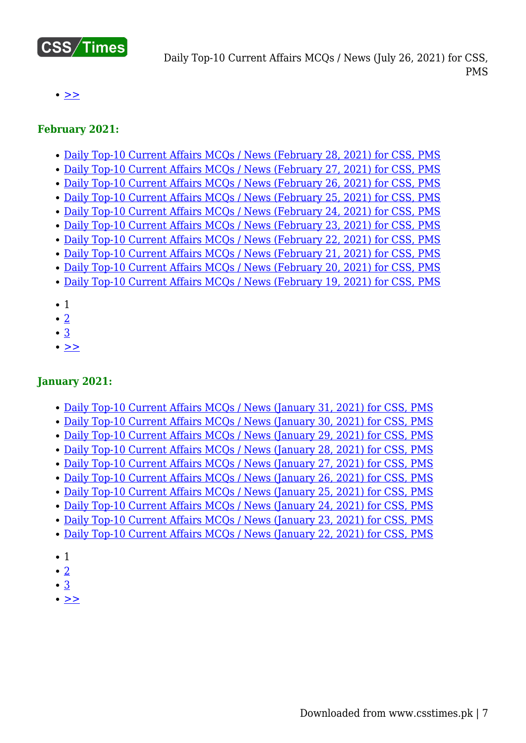- >>

### February 2021:

- Daily Top-10 Current Affairs MCQs / News (February 28, 2021) for CSS, PMS
- Daily Top-10 Current Affairs MCQs / News (February 27, 2021) for CSS, PMS
- Daily Top-10 Current Affairs MCQs / News (February 26, 2021) for CSS, PMS
- Daily Top-10 Current Affairs MCQs / News (February 25, 2021) for CSS, PMS
- Daily Top-10 Current Affairs MCQs / News (February 24, 2021) for CSS, PMS
- Daily Top-10 Current Affairs MCQs / News (February 23, 2021) for CSS, PMS
- Daily Top-10 Current Affairs MCQs / News (February 22, 2021) for CSS, PMS
- Daily Top-10 Current Affairs MCQs / News (February 21, 2021) for CSS, PMS
- Daily Top-10 Current Affairs MCQs / News (February 20, 2021) for CSS, PMS
- Daily Top-10 Current Affairs MCQs / News (February 19, 2021) for CSS, PMS

- 1
- 2
- 3
- >>

### January 2021:

- Daily Top-10 Current Affairs MCQs / News (January 31, 2021) for CSS, PMS
- Daily Top-10 Current Affairs MCQs / News (January 30, 2021) for CSS, PMS
- Daily Top-10 Current Affairs MCQs / News (January 29, 2021) for CSS, PMS
- Daily Top-10 Current Affairs MCQs / News (January 28, 2021) for CSS, PMS
- Daily Top-10 Current Affairs MCQs / News (January 27, 2021) for CSS, PMS
- Daily Top-10 Current Affairs MCQs / News (January 26, 2021) for CSS, PMS
- Daily Top-10 Current Affairs MCQs / News (January 25, 2021) for CSS, PMS
- Daily Top-10 Current Affairs MCQs / News (January 24, 2021) for CSS, PMS
- Daily Top-10 Current Affairs MCQs / News (January 23, 2021) for CSS, PMS
- Daily Top-10 Current Affairs MCQs / News (January 22, 2021) for CSS, PMS

- 1
- 2
- 3
- >>